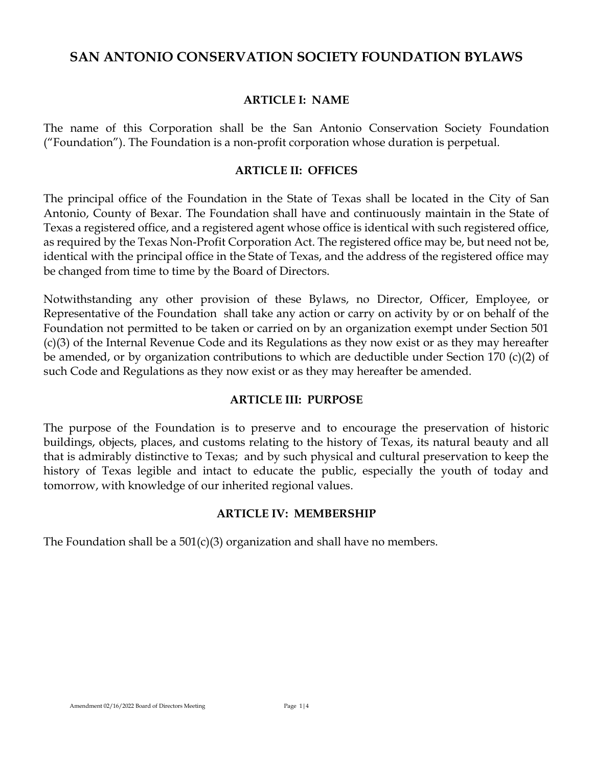# SAN ANTONIO CONSERVATION SOCIETY FOUNDATION BYLAWS

## ARTICLE I: NAME

The name of this Corporation shall be the San Antonio Conservation Society Foundation ("Foundation"). The Foundation is a non-profit corporation whose duration is perpetual.

## ARTICLE II: OFFICES

The principal office of the Foundation in the State of Texas shall be located in the City of San Antonio, County of Bexar. The Foundation shall have and continuously maintain in the State of Texas a registered office, and a registered agent whose office is identical with such registered office, as required by the Texas Non-Profit Corporation Act. The registered office may be, but need not be, identical with the principal office in the State of Texas, and the address of the registered office may be changed from time to time by the Board of Directors.

Notwithstanding any other provision of these Bylaws, no Director, Officer, Employee, or Representative of the Foundation shall take any action or carry on activity by or on behalf of the Foundation not permitted to be taken or carried on by an organization exempt under Section 501 (c)(3) of the Internal Revenue Code and its Regulations as they now exist or as they may hereafter be amended, or by organization contributions to which are deductible under Section 170 (c)(2) of such Code and Regulations as they now exist or as they may hereafter be amended.

## ARTICLE III: PURPOSE

The purpose of the Foundation is to preserve and to encourage the preservation of historic buildings, objects, places, and customs relating to the history of Texas, its natural beauty and all that is admirably distinctive to Texas; and by such physical and cultural preservation to keep the history of Texas legible and intact to educate the public, especially the youth of today and tomorrow, with knowledge of our inherited regional values.

## ARTICLE IV: MEMBERSHIP

The Foundation shall be a 501(c)(3) organization and shall have no members.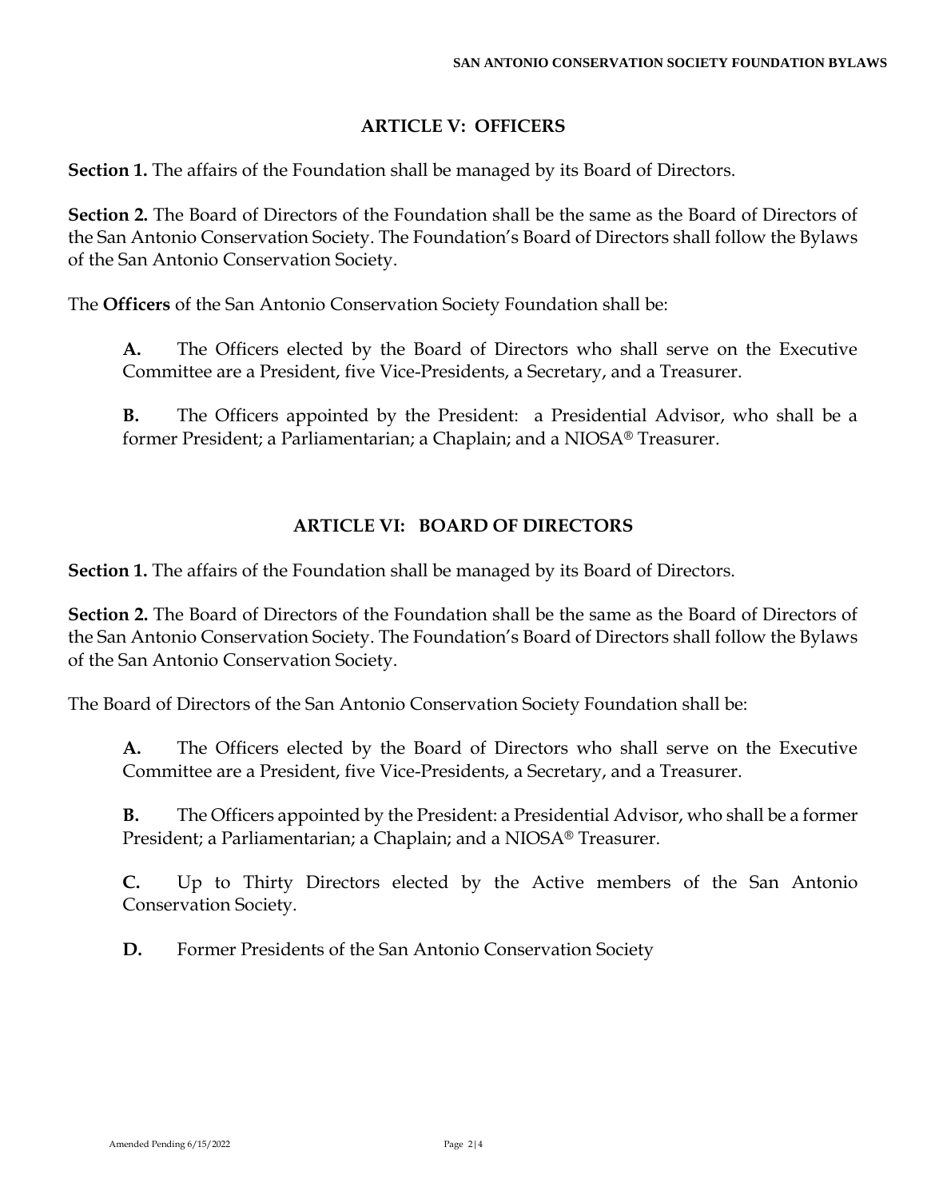## ARTICLE V: OFFICERS

**Section 1.** The affairs of the Foundation shall be managed by its Board of Directors.

**Section 2.** The Board of Directors of the Foundation shall be the same as the Board of Directors of the San Antonio Conservation Society. The Foundation's Board of Directors shall follow the Bylaws of the San Antonio Conservation Society.

The **Officers** of the San Antonio Conservation Society Foundation shall be:

> **A.** The Officers elected by the Board of Directors who shall serve on the Executive Committee are a President, five Vice-Presidents, a Secretary, and a Treasurer.
>
> **B.** The Officers appointed by the President: a Presidential Advisor, who shall be a former President; a Parliamentarian; a Chaplain; and a NIOSA® Treasurer.

## ARTICLE VI: BOARD OF DIRECTORS

**Section 1.** The affairs of the Foundation shall be managed by its Board of Directors.

**Section 2.** The Board of Directors of the Foundation shall be the same as the Board of Directors of the San Antonio Conservation Society. The Foundation's Board of Directors shall follow the Bylaws of the San Antonio Conservation Society.

The Board of Directors of the San Antonio Conservation Society Foundation shall be:

> **A.** The Officers elected by the Board of Directors who shall serve on the Executive Committee are a President, five Vice-Presidents, a Secretary, and a Treasurer.
>
> **B.** The Officers appointed by the President: a Presidential Advisor, who shall be a former President; a Parliamentarian; a Chaplain; and a NIOSA® Treasurer.
>
> **C.** Up to Thirty Directors elected by the Active members of the San Antonio Conservation Society.
>
> **D.** Former Presidents of the San Antonio Conservation Society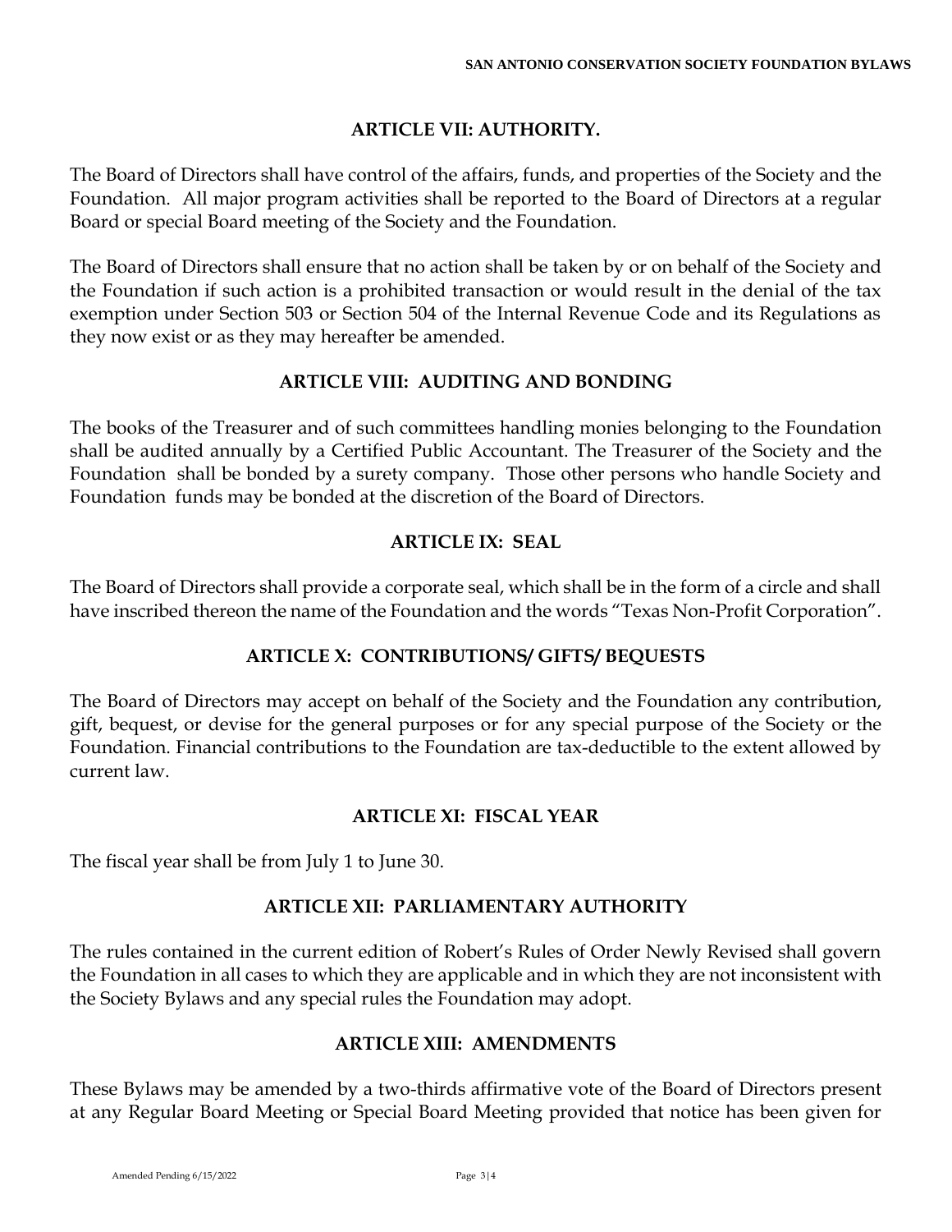## ARTICLE VII: AUTHORITY.

The Board of Directors shall have control of the affairs, funds, and properties of the Society and the Foundation. All major program activities shall be reported to the Board of Directors at a regular Board or special Board meeting of the Society and the Foundation.

The Board of Directors shall ensure that no action shall be taken by or on behalf of the Society and the Foundation if such action is a prohibited transaction or would result in the denial of the tax exemption under Section 503 or Section 504 of the Internal Revenue Code and its Regulations as they now exist or as they may hereafter be amended.

## ARTICLE VIII: AUDITING AND BONDING

The books of the Treasurer and of such committees handling monies belonging to the Foundation shall be audited annually by a Certified Public Accountant. The Treasurer of the Society and the Foundation shall be bonded by a surety company. Those other persons who handle Society and Foundation funds may be bonded at the discretion of the Board of Directors.

## ARTICLE IX: SEAL

The Board of Directors shall provide a corporate seal, which shall be in the form of a circle and shall have inscribed thereon the name of the Foundation and the words "Texas Non-Profit Corporation".

## ARTICLE X: CONTRIBUTIONS/ GIFTS/ BEQUESTS

The Board of Directors may accept on behalf of the Society and the Foundation any contribution, gift, bequest, or devise for the general purposes or for any special purpose of the Society or the Foundation. Financial contributions to the Foundation are tax-deductible to the extent allowed by current law.

## ARTICLE XI: FISCAL YEAR

The fiscal year shall be from July 1 to June 30.

## ARTICLE XII: PARLIAMENTARY AUTHORITY

The rules contained in the current edition of Robert's Rules of Order Newly Revised shall govern the Foundation in all cases to which they are applicable and in which they are not inconsistent with the Society Bylaws and any special rules the Foundation may adopt.

## ARTICLE XIII: AMENDMENTS

These Bylaws may be amended by a two-thirds affirmative vote of the Board of Directors present at any Regular Board Meeting or Special Board Meeting provided that notice has been given for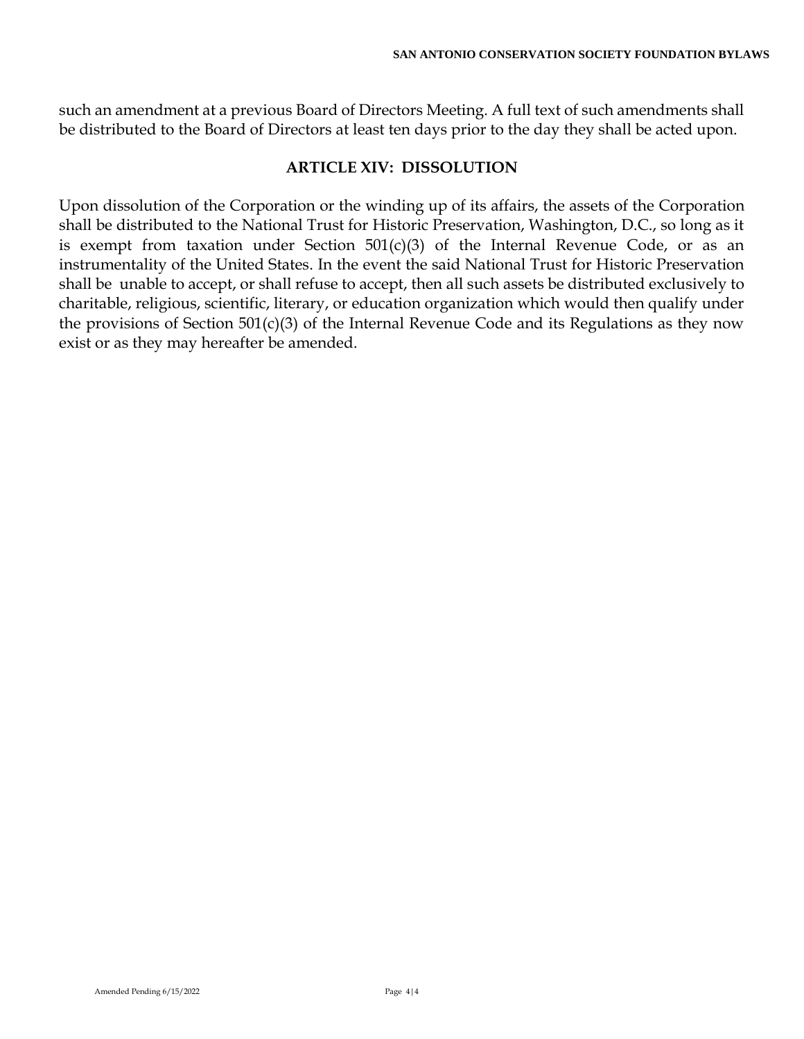such an amendment at a previous Board of Directors Meeting. A full text of such amendments shall be distributed to the Board of Directors at least ten days prior to the day they shall be acted upon.

## ARTICLE XIV: DISSOLUTION

Upon dissolution of the Corporation or the winding up of its affairs, the assets of the Corporation shall be distributed to the National Trust for Historic Preservation, Washington, D.C., so long as it is exempt from taxation under Section 501(c)(3) of the Internal Revenue Code, or as an instrumentality of the United States. In the event the said National Trust for Historic Preservation shall be unable to accept, or shall refuse to accept, then all such assets be distributed exclusively to charitable, religious, scientific, literary, or education organization which would then qualify under the provisions of Section 501(c)(3) of the Internal Revenue Code and its Regulations as they now exist or as they may hereafter be amended.